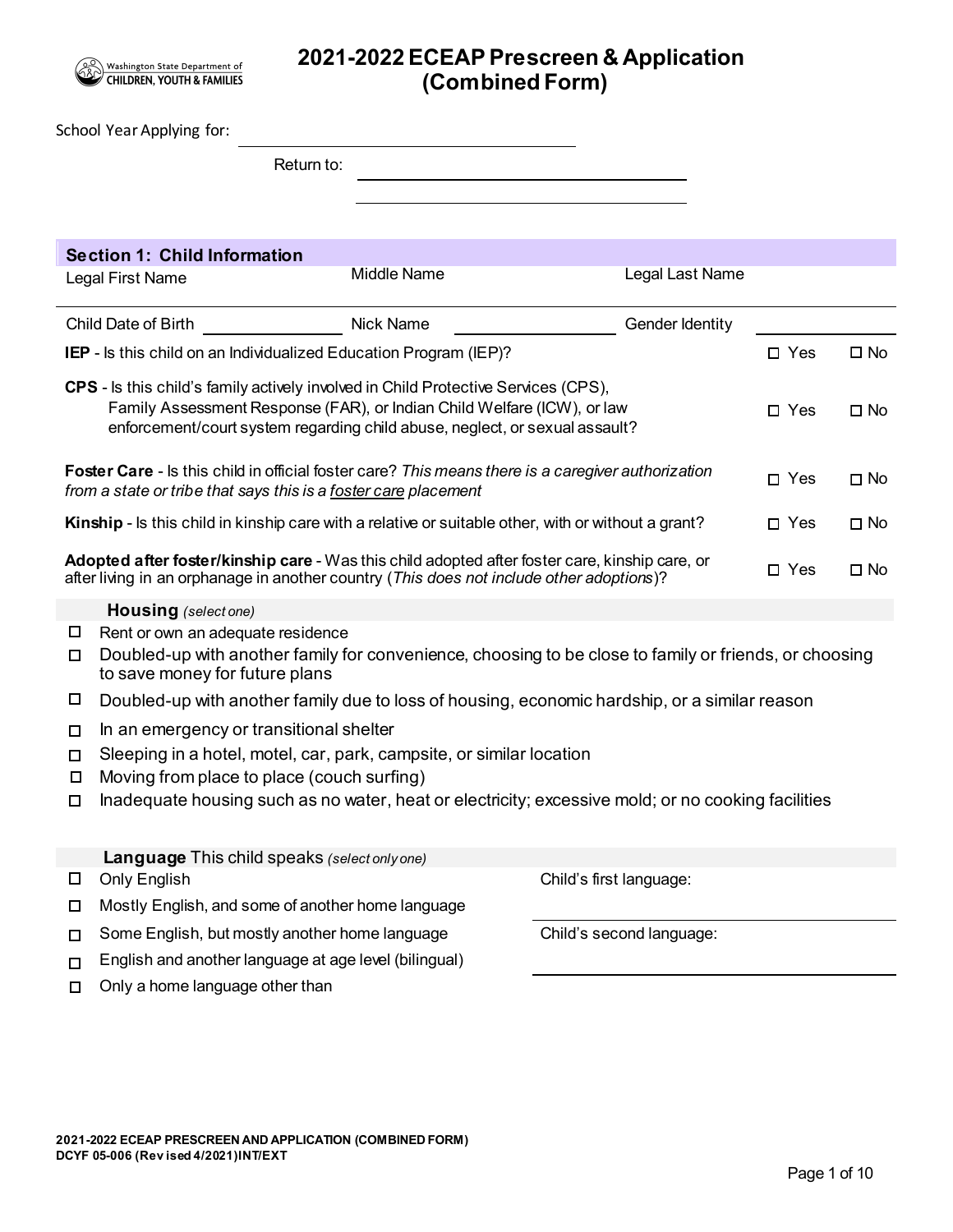Washington State Department of CHILDREN, YOUTH & FAMILIES

# 2021-2022 ECEAP Prescreen & Application (Combined Form)

School Year Applying for: ______________________

Return to: ______________________

______________________

## Section 1: Child Information

| Legal First Name | Middle Name | Legal Last Name |
|---|---|---|
| | | |

Child Date of Birth ____________ Nick Name ____________ Gender Identity ____________

| | | |
|---|---|---|
| **IEP** - Is this child on an Individualized Education Program (IEP)? | ☐ Yes | ☐ No |
| **CPS** - Is this child's family actively involved in Child Protective Services (CPS), Family Assessment Response (FAR), or Indian Child Welfare (ICW), or law enforcement/court system regarding child abuse, neglect, or sexual assault? | ☐ Yes | ☐ No |
| **Foster Care** - Is this child in official foster care? *This means there is a caregiver authorization from a state or tribe that says this is a foster care placement* | ☐ Yes | ☐ No |
| **Kinship** - Is this child in kinship care with a relative or suitable other, with or without a grant? | ☐ Yes | ☐ No |
| **Adopted after foster/kinship care** - Was this child adopted after foster care, kinship care, or after living in an orphanage in another country (*This does not include other adoptions*)? | ☐ Yes | ☐ No |

### Housing *(select one)*

- ☐ Rent or own an adequate residence
- ☐ Doubled-up with another family for convenience, choosing to be close to family or friends, or choosing to save money for future plans
- ☐ Doubled-up with another family due to loss of housing, economic hardship, or a similar reason
- ☐ In an emergency or transitional shelter
- ☐ Sleeping in a hotel, motel, car, park, campsite, or similar location
- ☐ Moving from place to place (couch surfing)
- ☐ Inadequate housing such as no water, heat or electricity; excessive mold; or no cooking facilities

### Language This child speaks *(select only one)*

- ☐ Only English
- ☐ Mostly English, and some of another home language
- ☐ Some English, but mostly another home language
- ☐ English and another language at age level (bilingual)
- ☐ Only a home language other than

Child's first language: ______________________

Child's second language: ______________________

2021-2022 ECEAP PRESCREEN AND APPLICATION (COMBINED FORM)
DCYF 05-006 (Revised 4/2021) INT/EXT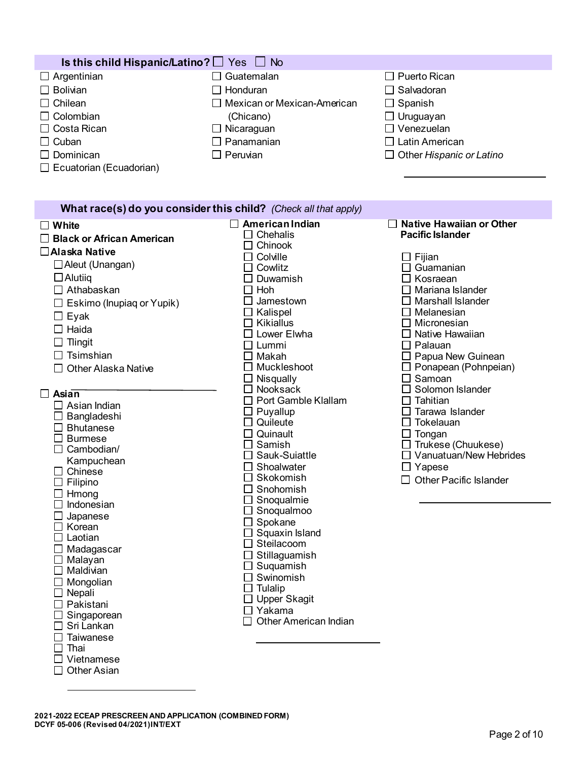**Is this child Hispanic/Latino?** ☐ Yes ☐ No

- ☐ Argentinian
- ☐ Bolivian
- ☐ Chilean
- ☐ Colombian
- ☐ Costa Rican
- ☐ Cuban
- ☐ Dominican
- ☐ Ecuatorian (Ecuadorian)
- ☐ Guatemalan
- ☐ Honduran
- ☐ Mexican or Mexican-American (Chicano)
- ☐ Nicaraguan
- ☐ Panamanian
- ☐ Peruvian
- ☐ Puerto Rican
- ☐ Salvadoran
- ☐ Spanish
- ☐ Uruguayan
- ☐ Venezuelan
- ☐ Latin American
- ☐ Other *Hispanic or Latino* ____________________

**What race(s) do you consider this child?** *(Check all that apply)*

- ☐ **White**
- ☐ **Black or African American**
- ☐ **Alaska Native**
  - ☐ Aleut (Unangan)
  - ☐ Alutiiq
  - ☐ Athabaskan
  - ☐ Eskimo (Inupiaq or Yupik)
  - ☐ Eyak
  - ☐ Haida
  - ☐ Tlingit
  - ☐ Tsimshian
  - ☐ Other Alaska Native ____________________
- ☐ **Asian**
  - ☐ Asian Indian
  - ☐ Bangladeshi
  - ☐ Bhutanese
  - ☐ Burmese
  - ☐ Cambodian/ Kampuchean
  - ☐ Chinese
  - ☐ Filipino
  - ☐ Hmong
  - ☐ Indonesian
  - ☐ Japanese
  - ☐ Korean
  - ☐ Laotian
  - ☐ Madagascar
  - ☐ Malayan
  - ☐ Maldivian
  - ☐ Mongolian
  - ☐ Nepali
  - ☐ Pakistani
  - ☐ Singaporean
  - ☐ Sri Lankan
  - ☐ Taiwanese
  - ☐ Thai
  - ☐ Vietnamese
  - ☐ Other Asian ____________________
- ☐ **American Indian**
  - ☐ Chehalis
  - ☐ Chinook
  - ☐ Colville
  - ☐ Cowlitz
  - ☐ Duwamish
  - ☐ Hoh
  - ☐ Jamestown
  - ☐ Kalispel
  - ☐ Kikiallus
  - ☐ Lower Elwha
  - ☐ Lummi
  - ☐ Makah
  - ☐ Muckleshoot
  - ☐ Nisqually
  - ☐ Nooksack
  - ☐ Port Gamble Klallam
  - ☐ Puyallup
  - ☐ Quileute
  - ☐ Quinault
  - ☐ Samish
  - ☐ Sauk-Suiattle
  - ☐ Shoalwater
  - ☐ Skokomish
  - ☐ Snohomish
  - ☐ Snoqualmie
  - ☐ Snoqualmoo
  - ☐ Spokane
  - ☐ Squaxin Island
  - ☐ Steilacoom
  - ☐ Stillaguamish
  - ☐ Suquamish
  - ☐ Swinomish
  - ☐ Tulalip
  - ☐ Upper Skagit
  - ☐ Yakama
  - ☐ Other American Indian ____________________
- ☐ **Native Hawaiian or Other Pacific Islander**
  - ☐ Fijian
  - ☐ Guamanian
  - ☐ Kosraean
  - ☐ Mariana Islander
  - ☐ Marshall Islander
  - ☐ Melanesian
  - ☐ Micronesian
  - ☐ Native Hawaiian
  - ☐ Palauan
  - ☐ Papua New Guinean
  - ☐ Ponapean (Pohnpeian)
  - ☐ Samoan
  - ☐ Solomon Islander
  - ☐ Tahitian
  - ☐ Tarawa Islander
  - ☐ Tokelauan
  - ☐ Tongan
  - ☐ Trukese (Chuukese)
  - ☐ Vanuatuan/New Hebrides
  - ☐ Yapese
  - ☐ Other Pacific Islander ____________________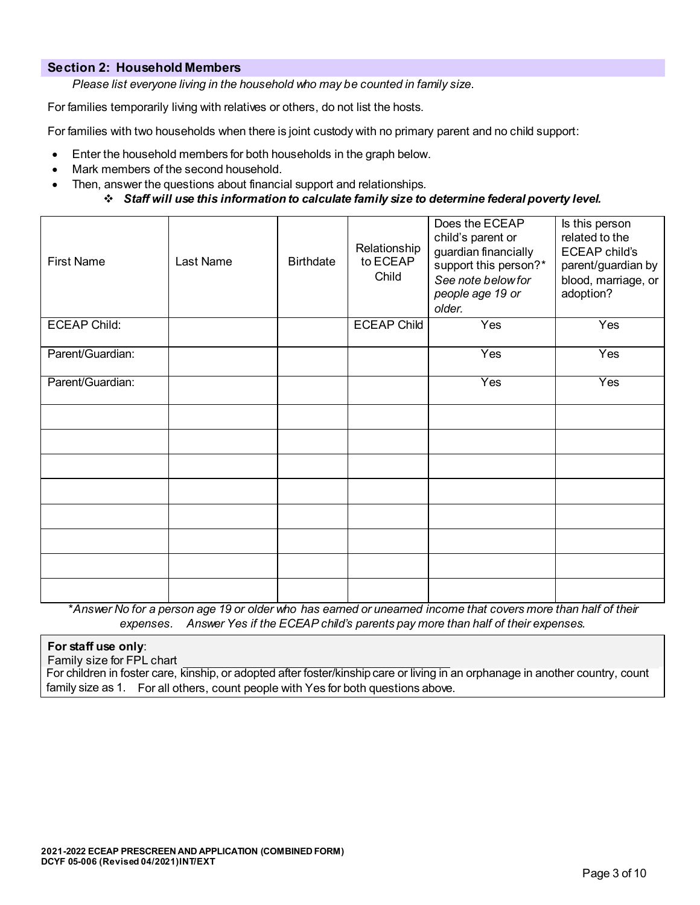## Section 2: Household Members

*Please list everyone living in the household who may be counted in family size.*

For families temporarily living with relatives or others, do not list the hosts.

For families with two households when there is joint custody with no primary parent and no child support:

- Enter the household members for both households in the graph below.
- Mark members of the second household.
- Then, answer the questions about financial support and relationships.
  - ❖ ***Staff will use this information to calculate family size to determine federal poverty level.***

| First Name | Last Name | Birthdate | Relationship to ECEAP Child | Does the ECEAP child's parent or guardian financially support this person?* *See note below for people age 19 or older.* | Is this person related to the ECEAP child's parent/guardian by blood, marriage, or adoption? |
|---|---|---|---|---|---|
| ECEAP Child: | | | ECEAP Child | Yes | Yes |
| Parent/Guardian: | | | | Yes | Yes |
| Parent/Guardian: | | | | Yes | Yes |
| | | | | | |
| | | | | | |
| | | | | | |
| | | | | | |
| | | | | | |
| | | | | | |
| | | | | | |
| | | | | | |

*\*Answer No for a person age 19 or older who has earned or unearned income that covers more than half of their expenses. Answer Yes if the ECEAP child's parents pay more than half of their expenses.*

**For staff use only**:
Family size for FPL chart ______________________________
For children in foster care, kinship, or adopted after foster/kinship care or living in an orphanage in another country, count family size as 1. For all others, count people with Yes for both questions above.

**2021-2022 ECEAP PRESCREEN AND APPLICATION (COMBINED FORM)**
**DCYF 05-006 (Revised 04/2021) INT/EXT**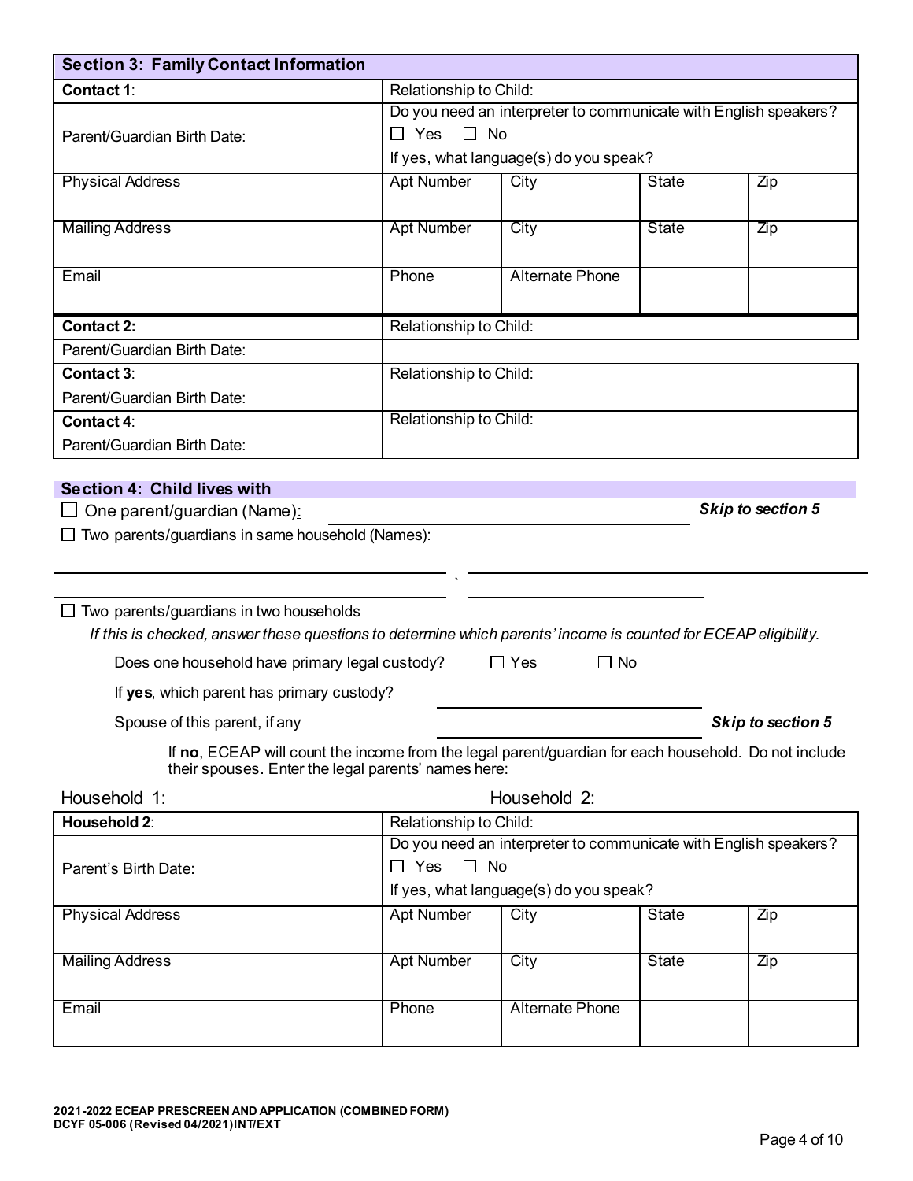## Section 3: Family Contact Information

| **Contact 1**: | Relationship to Child: | | | |
|---|---|---|---|---|
| Parent/Guardian Birth Date: | Do you need an interpreter to communicate with English speakers?<br>☐ Yes ☐ No<br>If yes, what language(s) do you speak? | | | |
| Physical Address | Apt Number | City | State | Zip |
| Mailing Address | Apt Number | City | State | Zip |
| Email | Phone | Alternate Phone | | |
| **Contact 2:** | Relationship to Child: | | | |
| Parent/Guardian Birth Date: | | | | |
| **Contact 3**: | Relationship to Child: | | | |
| Parent/Guardian Birth Date: | | | | |
| **Contact 4**: | Relationship to Child: | | | |
| Parent/Guardian Birth Date: | | | | |

## Section 4: Child lives with

☐ One parent/guardian (Name): ______________________ ***Skip to section 5***

☐ Two parents/guardians in same household (Names):

______________________ , ______________________

______________________ , ______________________

☐ Two parents/guardians in two households

*If this is checked, answer these questions to determine which parents' income is counted for ECEAP eligibility.*

Does one household have primary legal custody? ☐ Yes ☐ No

If **yes**, which parent has primary custody? ______________________

Spouse of this parent, if any ______________________ ***Skip to section 5***

If **no**, ECEAP will count the income from the legal parent/guardian for each household. Do not include their spouses. Enter the legal parents' names here:

Household 1: Household 2:

| **Household 2**: | Relationship to Child: | | | |
|---|---|---|---|---|
| Parent's Birth Date: | Do you need an interpreter to communicate with English speakers?<br>☐ Yes ☐ No<br>If yes, what language(s) do you speak? | | | |
| Physical Address | Apt Number | City | State | Zip |
| Mailing Address | Apt Number | City | State | Zip |
| Email | Phone | Alternate Phone | | |

**2021-2022 ECEAP PRESCREEN AND APPLICATION (COMBINED FORM)**
**DCYF 05-006 (Revised 04/2021) INT/EXT**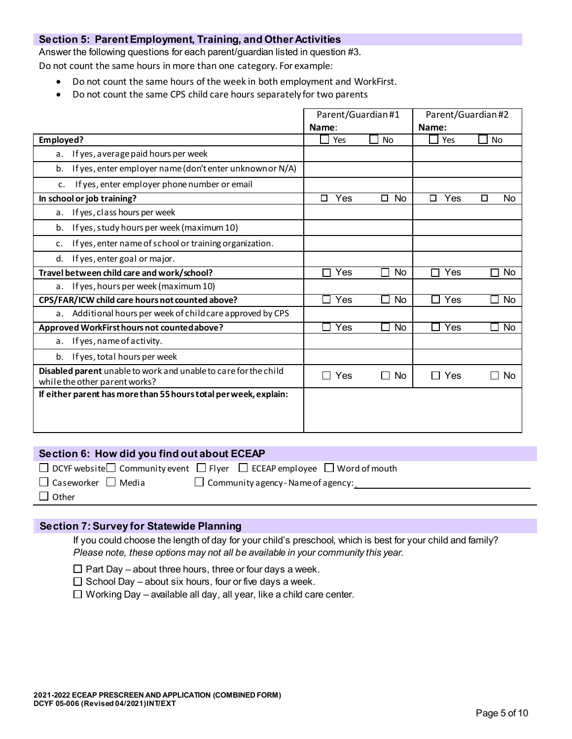## Section 5: Parent Employment, Training, and Other Activities

Answer the following questions for each parent/guardian listed in question #3.

Do not count the same hours in more than one category. For example:

- Do not count the same hours of the week in both employment and WorkFirst.
- Do not count the same CPS child care hours separately for two parents

| | Parent/Guardian #1 Name: | Parent/Guardian #2 Name: |
|---|---|---|
| **Employed?** | ☐ Yes ☐ No | ☐ Yes ☐ No |
| a. If yes, average paid hours per week | | |
| b. If yes, enter employer name (don't enter unknown or N/A) | | |
| c. If yes, enter employer phone number or email | | |
| **In school or job training?** | ☐ Yes ☐ No | ☐ Yes ☐ No |
| a. If yes, class hours per week | | |
| b. If yes, study hours per week (maximum 10) | | |
| c. If yes, enter name of school or training organization. | | |
| d. If yes, enter goal or major. | | |
| **Travel between child care and work/school?** | ☐ Yes ☐ No | ☐ Yes ☐ No |
| a. If yes, hours per week (maximum 10) | | |
| **CPS/FAR/ICW child care hours not counted above?** | ☐ Yes ☐ No | ☐ Yes ☐ No |
| a. Additional hours per week of child care approved by CPS | | |
| **Approved WorkFirst hours not counted above?** | ☐ Yes ☐ No | ☐ Yes ☐ No |
| a. If yes, name of activity. | | |
| b. If yes, total hours per week | | |
| **Disabled parent** unable to work and unable to care for the child while the other parent works? | ☐ Yes ☐ No | ☐ Yes ☐ No |
| **If either parent has more than 55 hours total per week, explain:** | | |

## Section 6: How did you find out about ECEAP

☐ DCYF website ☐ Community event ☐ Flyer ☐ ECEAP employee ☐ Word of mouth

☐ Caseworker ☐ Media ☐ Community agency - Name of agency: ______________________

☐ Other

## Section 7: Survey for Statewide Planning

If you could choose the length of day for your child's preschool, which is best for your child and family? *Please note, these options may not all be available in your community this year.*

☐ Part Day – about three hours, three or four days a week.

☐ School Day – about six hours, four or five days a week.

☐ Working Day – available all day, all year, like a child care center.

**2021-2022 ECEAP PRESCREEN AND APPLICATION (COMBINED FORM)**
**DCYF 05-006 (Revised 04/2021) INT/EXT**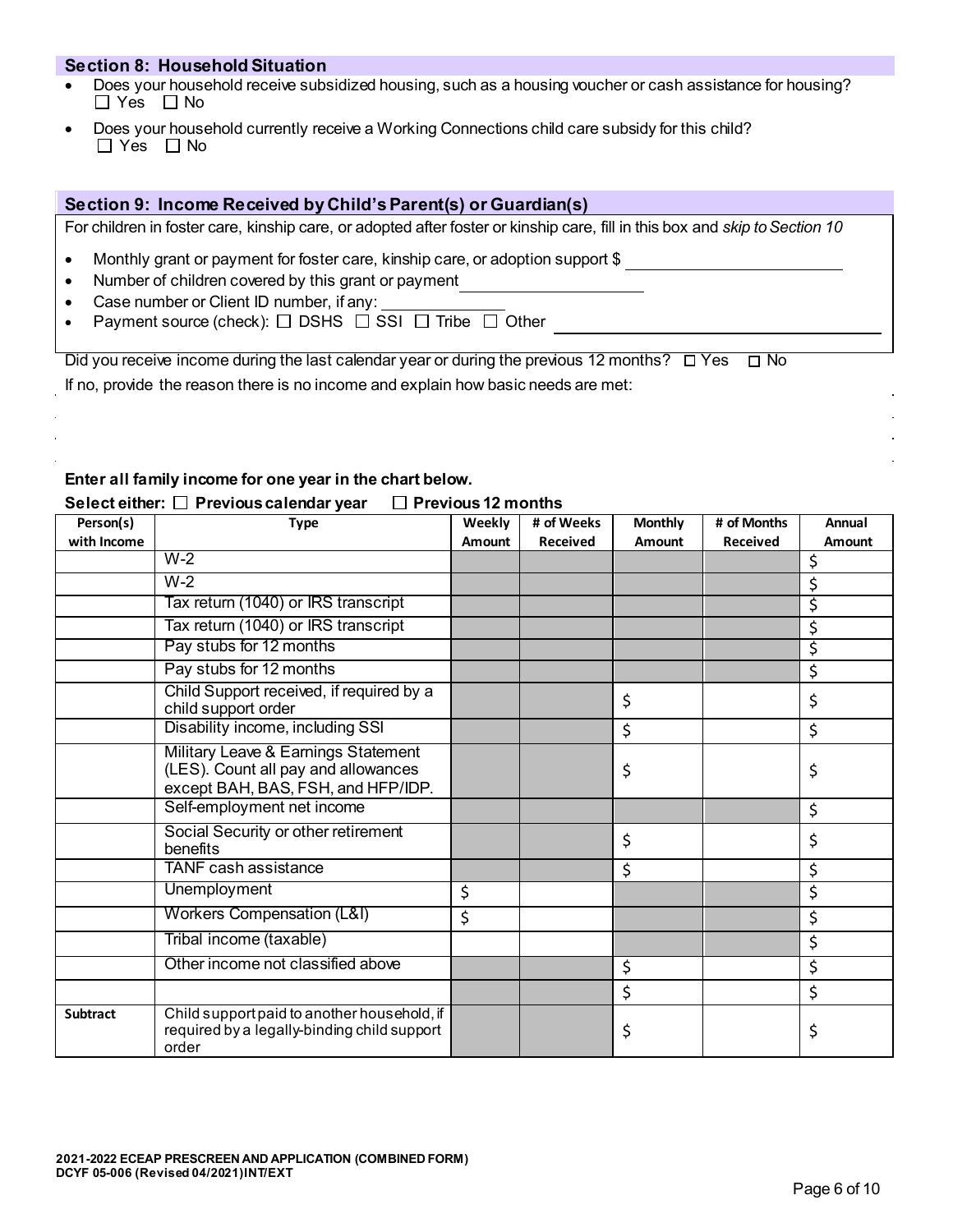## Section 8: Household Situation

- Does your household receive subsidized housing, such as a housing voucher or cash assistance for housing?
  ☐ Yes ☐ No
- Does your household currently receive a Working Connections child care subsidy for this child?
  ☐ Yes ☐ No

## Section 9: Income Received by Child's Parent(s) or Guardian(s)

For children in foster care, kinship care, or adopted after foster or kinship care, fill in this box and *skip to Section 10*

- Monthly grant or payment for foster care, kinship care, or adoption support $ ______________
- Number of children covered by this grant or payment ______________
- Case number or Client ID number, if any: ______________
- Payment source (check): ☐ DSHS ☐ SSI ☐ Tribe ☐ Other ______________

Did you receive income during the last calendar year or during the previous 12 months? ☐ Yes ☐ No

If no, provide the reason there is no income and explain how basic needs are met:

**Enter all family income for one year in the chart below.**

**Select either: ☐ Previous calendar year ☐ Previous 12 months**

| Person(s) with Income | Type | Weekly Amount | # of Weeks Received | Monthly Amount | # of Months Received | Annual Amount |
|---|---|---|---|---|---|---|
| | W-2 | | | | | $ |
| | W-2 | | | | | $ |
| | Tax return (1040) or IRS transcript | | | | | $ |
| | Tax return (1040) or IRS transcript | | | | | $ |
| | Pay stubs for 12 months | | | | | $ |
| | Pay stubs for 12 months | | | | | $ |
| | Child Support received, if required by a child support order | | | $ | | $ |
| | Disability income, including SSI | | | $ | | $ |
| | Military Leave & Earnings Statement (LES). Count all pay and allowances except BAH, BAS, FSH, and HFP/IDP. | | | $ | | $ |
| | Self-employment net income | | | | | $ |
| | Social Security or other retirement benefits | | | $ | | $ |
| | TANF cash assistance | | | $ | | $ |
| | Unemployment | $ | | | | $ |
| | Workers Compensation (L&I) | $ | | | | $ |
| | Tribal income (taxable) | | | | | $ |
| | Other income not classified above | | | $ | | $ |
| | | | | $ | | $ |
| **Subtract** | Child support paid to another household, if required by a legally-binding child support order | | | $ | | $ |

2021-2022 ECEAP PRESCREEN AND APPLICATION (COMBINED FORM)
DCYF 05-006 (Revised 04/2021) INT/EXT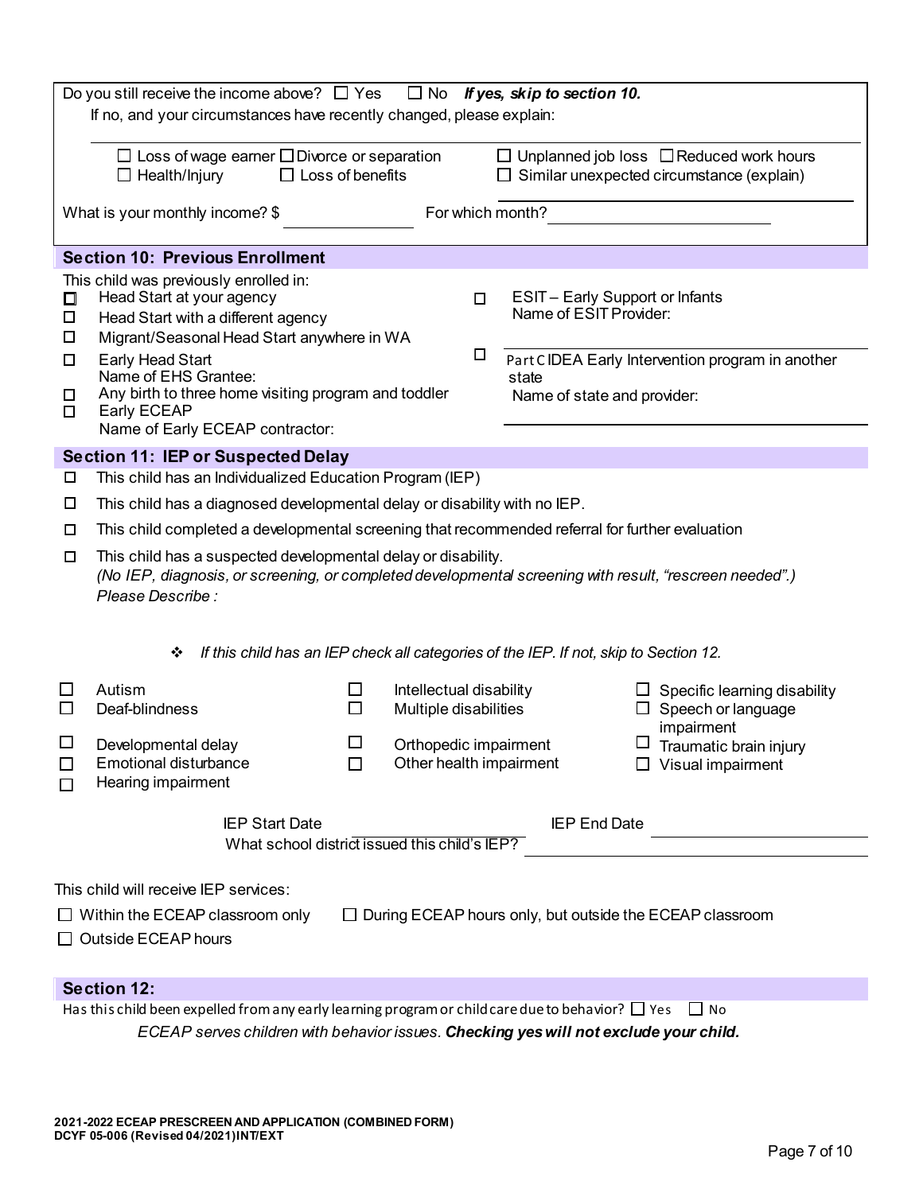Do you still receive the income above? ☐ Yes ☐ No ***If yes, skip to section 10.***

If no, and your circumstances have recently changed, please explain:

☐ Loss of wage earner ☐ Divorce or separation ☐ Unplanned job loss ☐ Reduced work hours
☐ Health/Injury ☐ Loss of benefits ☐ Similar unexpected circumstance (explain)

What is your monthly income? $ ____________ For which month? ____________

## Section 10: Previous Enrollment

This child was previously enrolled in:

- ☐ Head Start at your agency
- ☐ Head Start with a different agency
- ☐ Migrant/Seasonal Head Start anywhere in WA
- ☐ Early Head Start
  Name of EHS Grantee:
- ☐ Any birth to three home visiting program and toddler
- ☐ Early ECEAP
  Name of Early ECEAP contractor:
- ☐ ESIT – Early Support or Infants
  Name of ESIT Provider:
- ☐ Part C IDEA Early Intervention program in another state
  Name of state and provider:

## Section 11: IEP or Suspected Delay

- ☐ This child has an Individualized Education Program (IEP)
- ☐ This child has a diagnosed developmental delay or disability with no IEP.
- ☐ This child completed a developmental screening that recommended referral for further evaluation
- ☐ This child has a suspected developmental delay or disability.
  *(No IEP, diagnosis, or screening, or completed developmental screening with result, "rescreen needed".)*
  *Please Describe :*

❖ *If this child has an IEP check all categories of the IEP. If not, skip to Section 12.*

- ☐ Autism
- ☐ Deaf-blindness
- ☐ Developmental delay
- ☐ Emotional disturbance
- ☐ Hearing impairment
- ☐ Intellectual disability
- ☐ Multiple disabilities
- ☐ Orthopedic impairment
- ☐ Other health impairment
- ☐ Specific learning disability
- ☐ Speech or language impairment
- ☐ Traumatic brain injury
- ☐ Visual impairment

IEP Start Date ____________ IEP End Date ____________

What school district issued this child's IEP? ____________

This child will receive IEP services:

☐ Within the ECEAP classroom only ☐ During ECEAP hours only, but outside the ECEAP classroom

☐ Outside ECEAP hours

## Section 12:

Has this child been expelled from any early learning program or child care due to behavior? ☐ Yes ☐ No

*ECEAP serves children with behavior issues.* ***Checking yes will not exclude your child.***

**2021-2022 ECEAP PRESCREEN AND APPLICATION (COMBINED FORM)**
**DCYF 05-006 (Revised 04/2021) INT/EXT**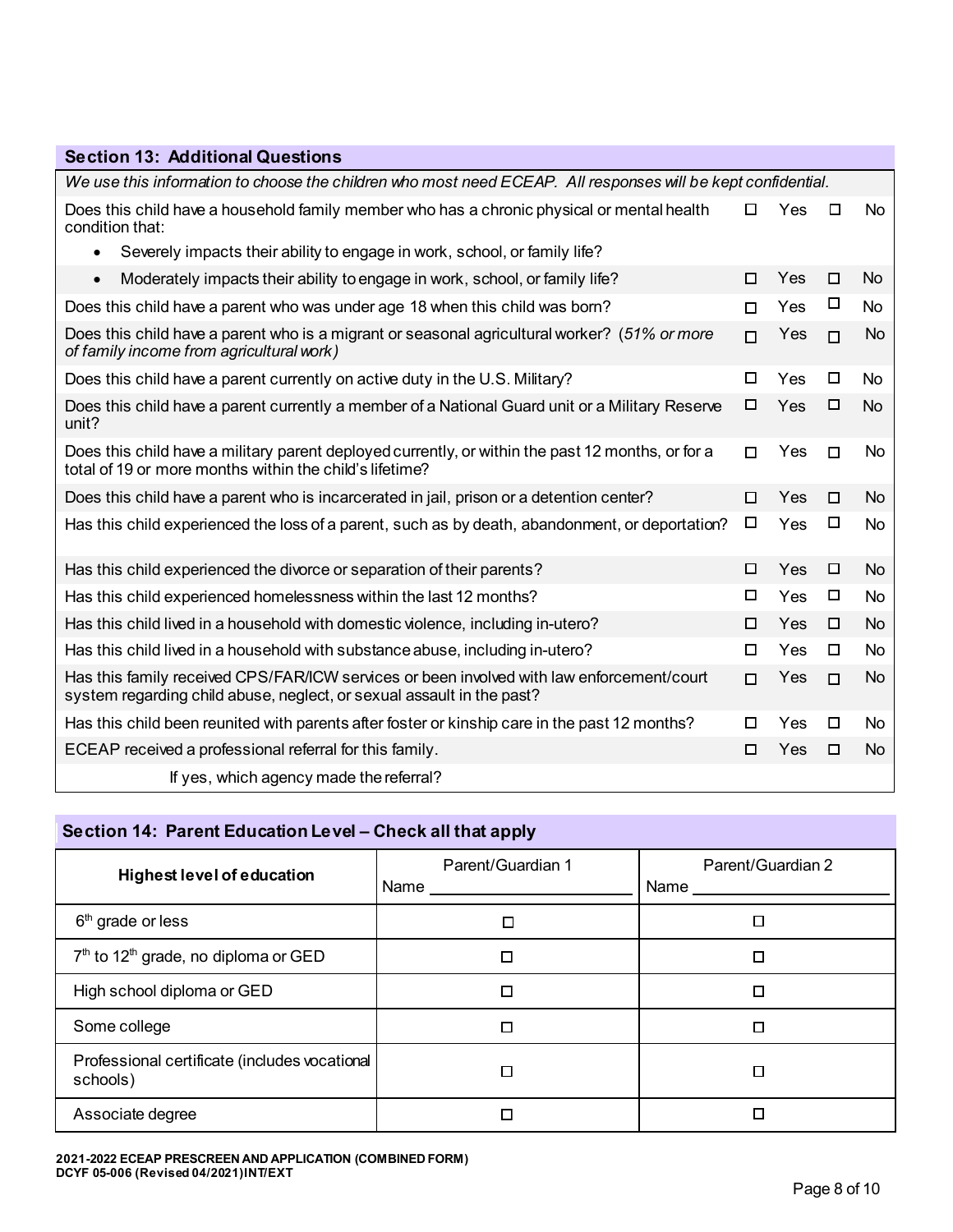## Section 13: Additional Questions

| *We use this information to choose the children who most need ECEAP. All responses will be kept confidential.* | | |
|---|---|---|
| Does this child have a household family member who has a chronic physical or mental health condition that: | ☐ Yes | ☐ No |
| • Severely impacts their ability to engage in work, school, or family life? | | |
| • Moderately impacts their ability to engage in work, school, or family life? | ☐ Yes | ☐ No |
| Does this child have a parent who was under age 18 when this child was born? | ☐ Yes | ☐ No |
| Does this child have a parent who is a migrant or seasonal agricultural worker? (*51% or more of family income from agricultural work*) | ☐ Yes | ☐ No |
| Does this child have a parent currently on active duty in the U.S. Military? | ☐ Yes | ☐ No |
| Does this child have a parent currently a member of a National Guard unit or a Military Reserve unit? | ☐ Yes | ☐ No |
| Does this child have a military parent deployed currently, or within the past 12 months, or for a total of 19 or more months within the child's lifetime? | ☐ Yes | ☐ No |
| Does this child have a parent who is incarcerated in jail, prison or a detention center? | ☐ Yes | ☐ No |
| Has this child experienced the loss of a parent, such as by death, abandonment, or deportation? | ☐ Yes | ☐ No |
| Has this child experienced the divorce or separation of their parents? | ☐ Yes | ☐ No |
| Has this child experienced homelessness within the last 12 months? | ☐ Yes | ☐ No |
| Has this child lived in a household with domestic violence, including in-utero? | ☐ Yes | ☐ No |
| Has this child lived in a household with substance abuse, including in-utero? | ☐ Yes | ☐ No |
| Has this family received CPS/FAR/ICW services or been involved with law enforcement/court system regarding child abuse, neglect, or sexual assault in the past? | ☐ Yes | ☐ No |
| Has this child been reunited with parents after foster or kinship care in the past 12 months? | ☐ Yes | ☐ No |
| ECEAP received a professional referral for this family. | ☐ Yes | ☐ No |
| If yes, which agency made the referral? | | |

## Section 14: Parent Education Level – Check all that apply

| Highest level of education | Parent/Guardian 1 Name ____________ | Parent/Guardian 2 Name ____________ |
|---|---|---|
| 6th grade or less | ☐ | ☐ |
| 7th to 12th grade, no diploma or GED | ☐ | ☐ |
| High school diploma or GED | ☐ | ☐ |
| Some college | ☐ | ☐ |
| Professional certificate (includes vocational schools) | ☐ | ☐ |
| Associate degree | ☐ | ☐ |

**2021-2022 ECEAP PRESCREEN AND APPLICATION (COMBINED FORM)**
**DCYF 05-006 (Revised 04/2021)INT/EXT**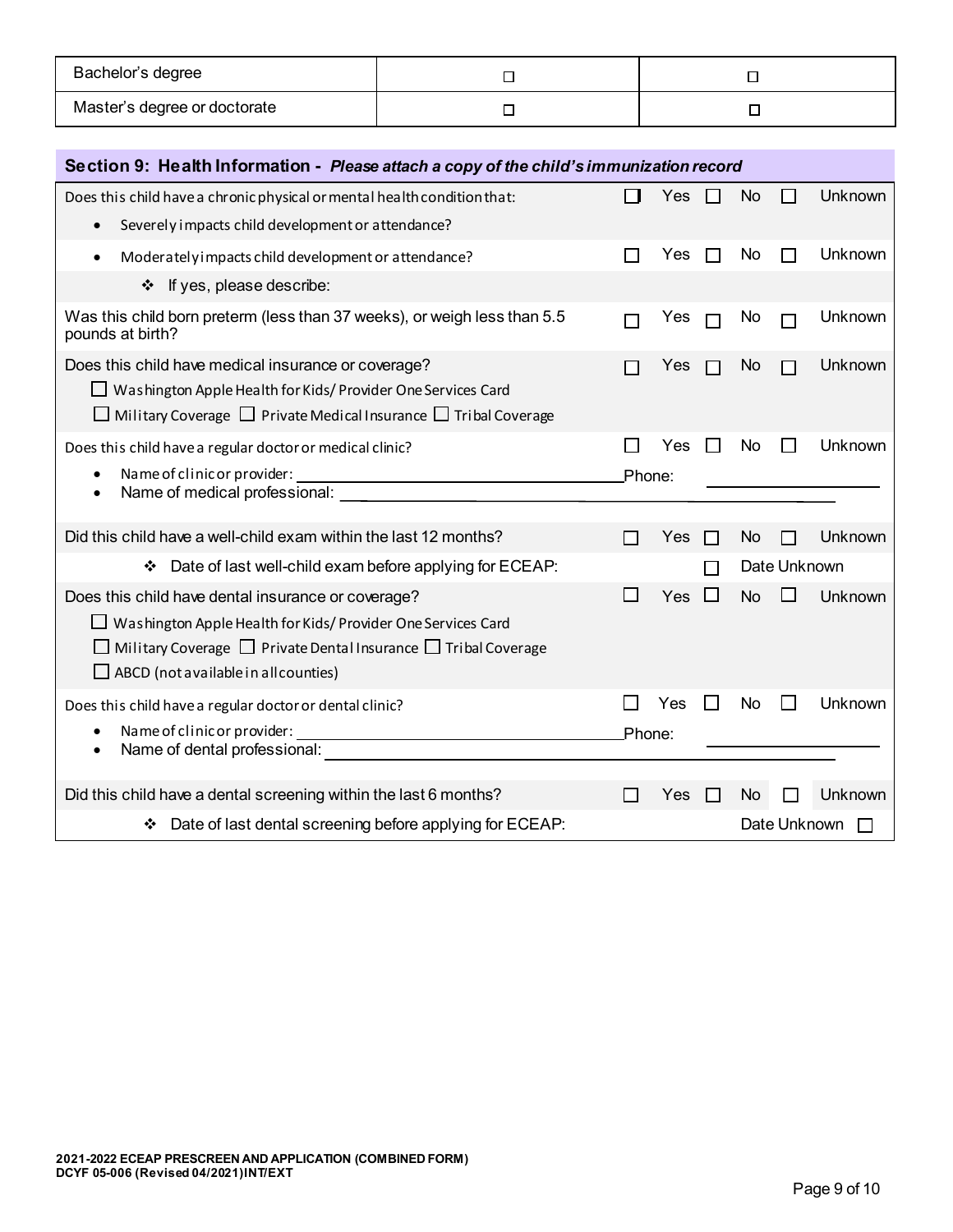| Bachelor's degree | ☐ | ☐ |
|---|---|---|
| Master's degree or doctorate | ☐ | ☐ |

## Section 9: Health Information - *Please attach a copy of the child's immunization record*

| Question | | | |
|---|---|---|---|
| Does this child have a chronic physical or mental health condition that: | | | |
| • Severely impacts child development or attendance? | ☐ Yes | ☐ No | ☐ Unknown |
| • Moderately impacts child development or attendance? | ☐ Yes | ☐ No | ☐ Unknown |
| ❖ If yes, please describe: | | | |
| Was this child born preterm (less than 37 weeks), or weigh less than 5.5 pounds at birth? | ☐ Yes | ☐ No | ☐ Unknown |
| Does this child have medical insurance or coverage?<br>☐ Washington Apple Health for Kids/ Provider One Services Card<br>☐ Military Coverage ☐ Private Medical Insurance ☐ Tribal Coverage | ☐ Yes | ☐ No | ☐ Unknown |
| Does this child have a regular doctor or medical clinic?<br>• Name of clinic or provider: ______ Phone: ______<br>• Name of medical professional: ______ | ☐ Yes | ☐ No | ☐ Unknown |
| Did this child have a well-child exam within the last 12 months? | ☐ Yes | ☐ No | ☐ Unknown |
| ❖ Date of last well-child exam before applying for ECEAP: | | ☐ Date Unknown | |
| Does this child have dental insurance or coverage?<br>☐ Washington Apple Health for Kids/ Provider One Services Card<br>☐ Military Coverage ☐ Private Dental Insurance ☐ Tribal Coverage<br>☐ ABCD (not available in all counties) | ☐ Yes | ☐ No | ☐ Unknown |
| Does this child have a regular doctor or dental clinic?<br>• Name of clinic or provider: ______ Phone: ______<br>• Name of dental professional: ______ | ☐ Yes | ☐ No | ☐ Unknown |
| Did this child have a dental screening within the last 6 months? | ☐ Yes | ☐ No | ☐ Unknown |
| ❖ Date of last dental screening before applying for ECEAP: | | Date Unknown ☐ | |

**2021-2022 ECEAP PRESCREEN AND APPLICATION (COMBINED FORM)**
**DCYF 05-006 (Revised 04/2021)INT/EXT**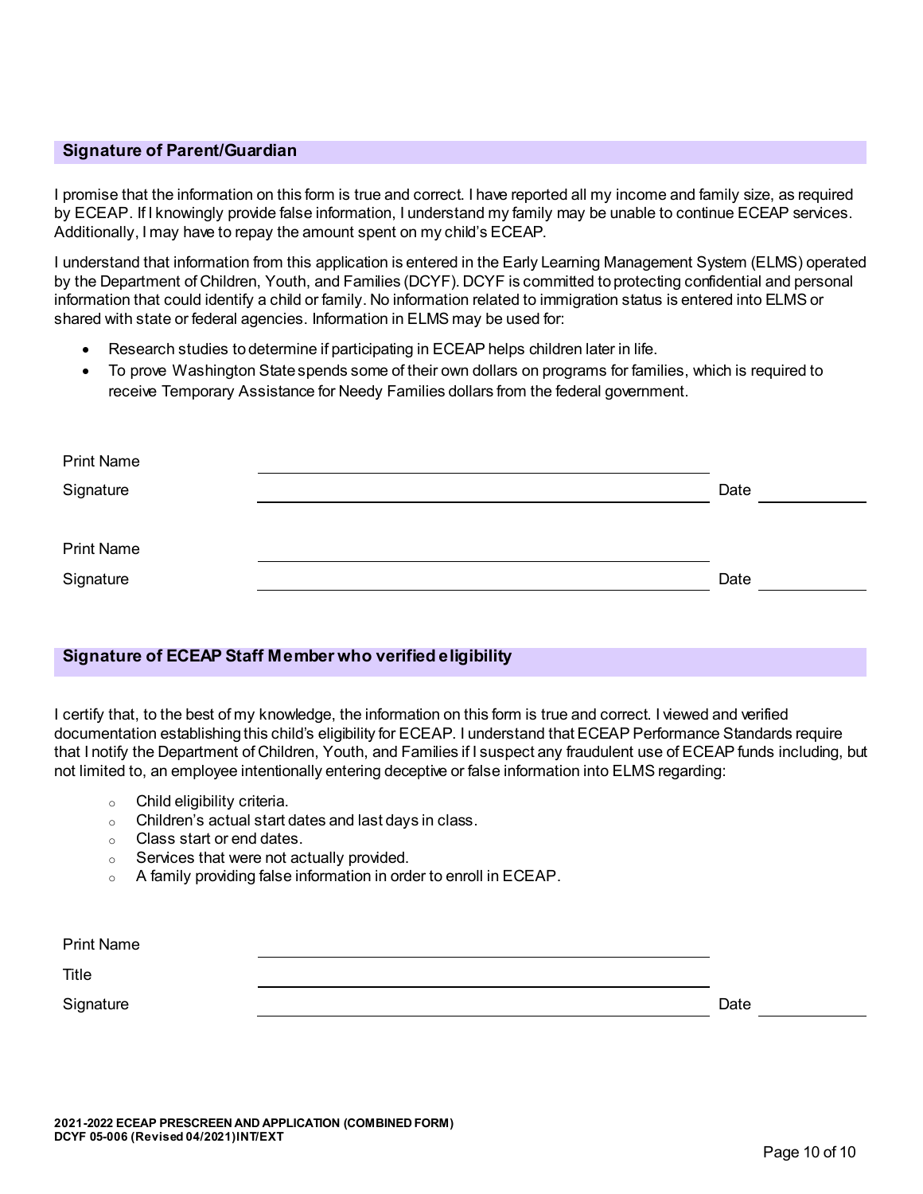## Signature of Parent/Guardian

I promise that the information on this form is true and correct. I have reported all my income and family size, as required by ECEAP. If I knowingly provide false information, I understand my family may be unable to continue ECEAP services. Additionally, I may have to repay the amount spent on my child's ECEAP.

I understand that information from this application is entered in the Early Learning Management System (ELMS) operated by the Department of Children, Youth, and Families (DCYF). DCYF is committed to protecting confidential and personal information that could identify a child or family. No information related to immigration status is entered into ELMS or shared with state or federal agencies. Information in ELMS may be used for:

- Research studies to determine if participating in ECEAP helps children later in life.
- To prove Washington State spends some of their own dollars on programs for families, which is required to receive Temporary Assistance for Needy Families dollars from the federal government.

Print Name \_\_\_\_\_\_\_\_\_\_\_\_\_\_\_\_\_\_\_\_\_\_\_\_\_\_\_\_\_\_

Signature \_\_\_\_\_\_\_\_\_\_\_\_\_\_\_\_\_\_\_\_\_\_\_\_\_\_\_\_\_\_ Date \_\_\_\_\_\_\_\_\_\_

Print Name \_\_\_\_\_\_\_\_\_\_\_\_\_\_\_\_\_\_\_\_\_\_\_\_\_\_\_\_\_\_

Signature \_\_\_\_\_\_\_\_\_\_\_\_\_\_\_\_\_\_\_\_\_\_\_\_\_\_\_\_\_\_ Date \_\_\_\_\_\_\_\_\_\_

## Signature of ECEAP Staff Member who verified eligibility

I certify that, to the best of my knowledge, the information on this form is true and correct. I viewed and verified documentation establishing this child's eligibility for ECEAP. I understand that ECEAP Performance Standards require that I notify the Department of Children, Youth, and Families if I suspect any fraudulent use of ECEAP funds including, but not limited to, an employee intentionally entering deceptive or false information into ELMS regarding:

- Child eligibility criteria.
- Children's actual start dates and last days in class.
- Class start or end dates.
- Services that were not actually provided.
- A family providing false information in order to enroll in ECEAP.

Print Name \_\_\_\_\_\_\_\_\_\_\_\_\_\_\_\_\_\_\_\_\_\_\_\_\_\_\_\_\_\_

Title \_\_\_\_\_\_\_\_\_\_\_\_\_\_\_\_\_\_\_\_\_\_\_\_\_\_\_\_\_\_

Signature \_\_\_\_\_\_\_\_\_\_\_\_\_\_\_\_\_\_\_\_\_\_\_\_\_\_\_\_\_\_ Date \_\_\_\_\_\_\_\_\_\_

**2021-2022 ECEAP PRESCREEN AND APPLICATION (COMBINED FORM)**
**DCYF 05-006 (Revised 04/2021) INT/EXT**